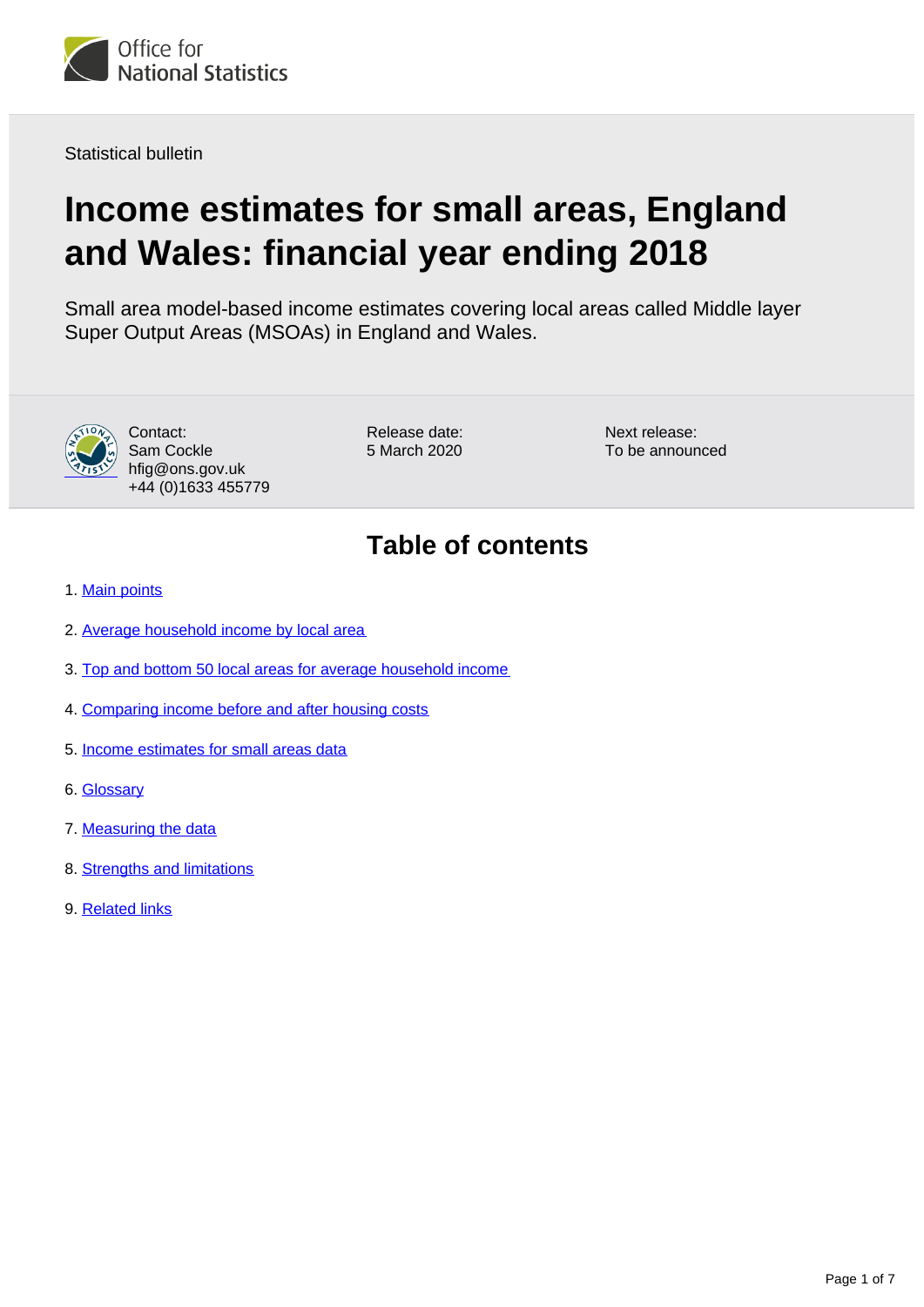Office for National Statistics

Statistical bulletin

# Income estimates for small areas, England and Wales: financial year ending 2018

Small area model-based income estimates covering local areas called Middle layer Super Output Areas (MSOAs) in England and Wales.

Contact:
Sam Cockle
hfig@ons.gov.uk
+44 (0)1633 455779

Release date:
5 March 2020

Next release:
To be announced

## Table of contents

1. Main points
2. Average household income by local area
3. Top and bottom 50 local areas for average household income
4. Comparing income before and after housing costs
5. Income estimates for small areas data
6. Glossary
7. Measuring the data
8. Strengths and limitations
9. Related links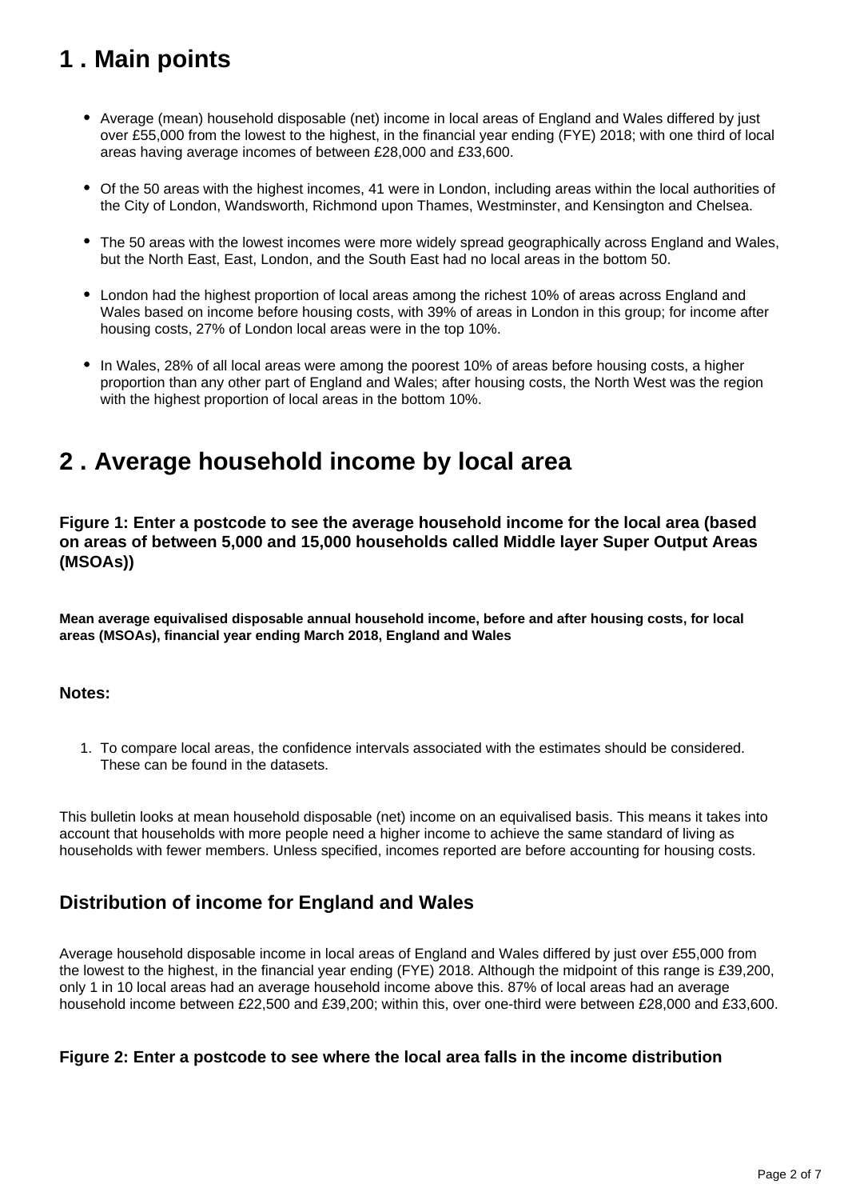## 1 . Main points

- Average (mean) household disposable (net) income in local areas of England and Wales differed by just over £55,000 from the lowest to the highest, in the financial year ending (FYE) 2018; with one third of local areas having average incomes of between £28,000 and £33,600.
- Of the 50 areas with the highest incomes, 41 were in London, including areas within the local authorities of the City of London, Wandsworth, Richmond upon Thames, Westminster, and Kensington and Chelsea.
- The 50 areas with the lowest incomes were more widely spread geographically across England and Wales, but the North East, East, London, and the South East had no local areas in the bottom 50.
- London had the highest proportion of local areas among the richest 10% of areas across England and Wales based on income before housing costs, with 39% of areas in London in this group; for income after housing costs, 27% of London local areas were in the top 10%.
- In Wales, 28% of all local areas were among the poorest 10% of areas before housing costs, a higher proportion than any other part of England and Wales; after housing costs, the North West was the region with the highest proportion of local areas in the bottom 10%.

## 2 . Average household income by local area

### Figure 1: Enter a postcode to see the average household income for the local area (based on areas of between 5,000 and 15,000 households called Middle layer Super Output Areas (MSOAs))

**Mean average equivalised disposable annual household income, before and after housing costs, for local areas (MSOAs), financial year ending March 2018, England and Wales**

**Notes:**

1. To compare local areas, the confidence intervals associated with the estimates should be considered. These can be found in the datasets.

This bulletin looks at mean household disposable (net) income on an equivalised basis. This means it takes into account that households with more people need a higher income to achieve the same standard of living as households with fewer members. Unless specified, incomes reported are before accounting for housing costs.

### Distribution of income for England and Wales

Average household disposable income in local areas of England and Wales differed by just over £55,000 from the lowest to the highest, in the financial year ending (FYE) 2018. Although the midpoint of this range is £39,200, only 1 in 10 local areas had an average household income above this. 87% of local areas had an average household income between £22,500 and £39,200; within this, over one-third were between £28,000 and £33,600.

### Figure 2: Enter a postcode to see where the local area falls in the income distribution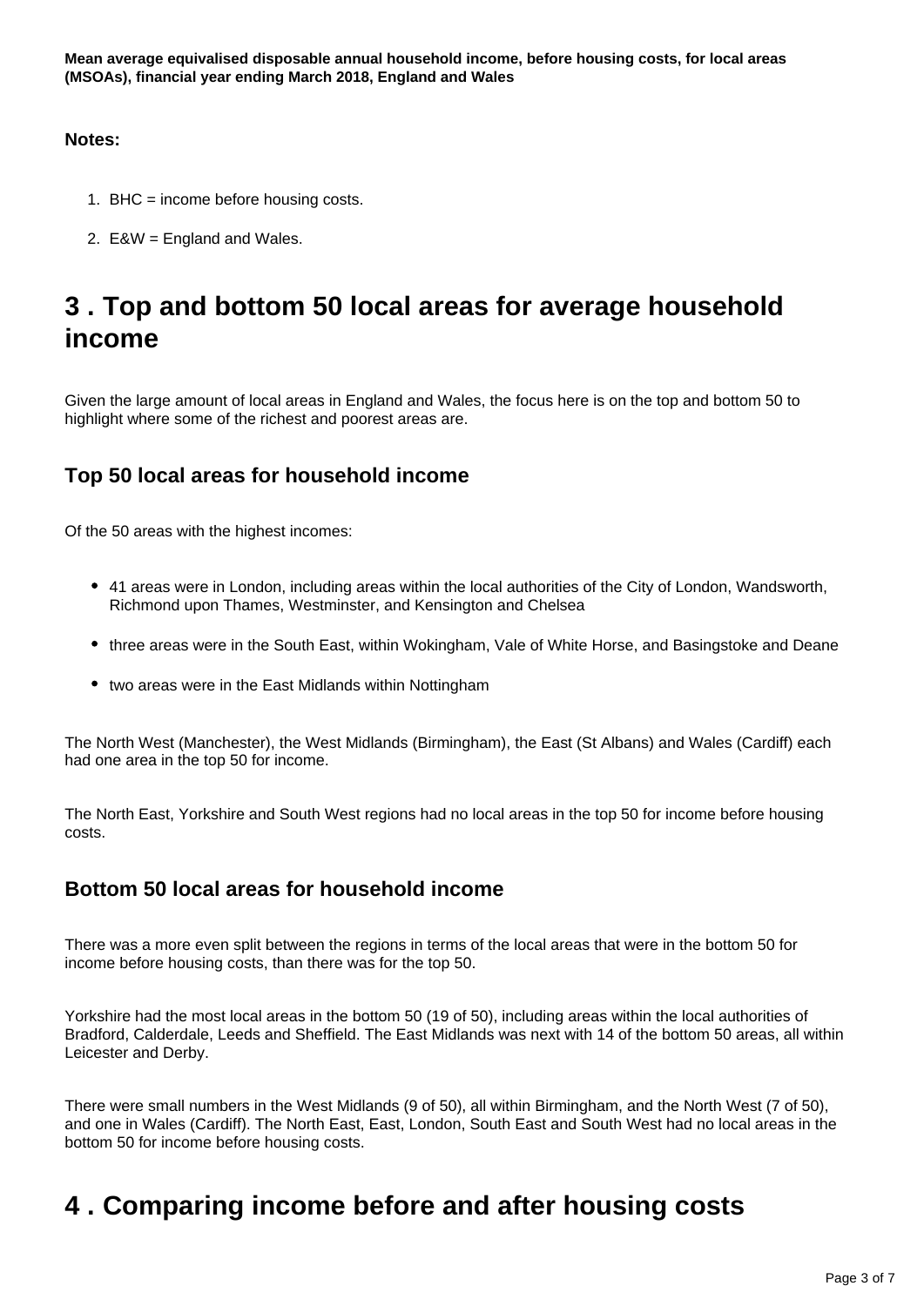**Mean average equivalised disposable annual household income, before housing costs, for local areas (MSOAs), financial year ending March 2018, England and Wales**

**Notes:**

1. BHC = income before housing costs.
2. E&W = England and Wales.

# 3 . Top and bottom 50 local areas for average household income

Given the large amount of local areas in England and Wales, the focus here is on the top and bottom 50 to highlight where some of the richest and poorest areas are.

## Top 50 local areas for household income

Of the 50 areas with the highest incomes:

- 41 areas were in London, including areas within the local authorities of the City of London, Wandsworth, Richmond upon Thames, Westminster, and Kensington and Chelsea
- three areas were in the South East, within Wokingham, Vale of White Horse, and Basingstoke and Deane
- two areas were in the East Midlands within Nottingham

The North West (Manchester), the West Midlands (Birmingham), the East (St Albans) and Wales (Cardiff) each had one area in the top 50 for income.

The North East, Yorkshire and South West regions had no local areas in the top 50 for income before housing costs.

## Bottom 50 local areas for household income

There was a more even split between the regions in terms of the local areas that were in the bottom 50 for income before housing costs, than there was for the top 50.

Yorkshire had the most local areas in the bottom 50 (19 of 50), including areas within the local authorities of Bradford, Calderdale, Leeds and Sheffield. The East Midlands was next with 14 of the bottom 50 areas, all within Leicester and Derby.

There were small numbers in the West Midlands (9 of 50), all within Birmingham, and the North West (7 of 50), and one in Wales (Cardiff). The North East, East, London, South East and South West had no local areas in the bottom 50 for income before housing costs.

# 4 . Comparing income before and after housing costs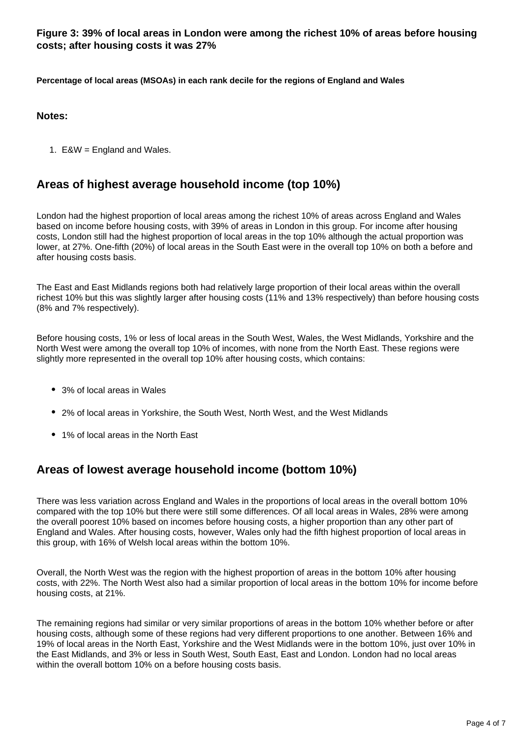**Figure 3: 39% of local areas in London were among the richest 10% of areas before housing costs; after housing costs it was 27%**

**Percentage of local areas (MSOAs) in each rank decile for the regions of England and Wales**

**Notes:**

1. E&W = England and Wales.

## Areas of highest average household income (top 10%)

London had the highest proportion of local areas among the richest 10% of areas across England and Wales based on income before housing costs, with 39% of areas in London in this group. For income after housing costs, London still had the highest proportion of local areas in the top 10% although the actual proportion was lower, at 27%. One-fifth (20%) of local areas in the South East were in the overall top 10% on both a before and after housing costs basis.

The East and East Midlands regions both had relatively large proportion of their local areas within the overall richest 10% but this was slightly larger after housing costs (11% and 13% respectively) than before housing costs (8% and 7% respectively).

Before housing costs, 1% or less of local areas in the South West, Wales, the West Midlands, Yorkshire and the North West were among the overall top 10% of incomes, with none from the North East. These regions were slightly more represented in the overall top 10% after housing costs, which contains:

- 3% of local areas in Wales
- 2% of local areas in Yorkshire, the South West, North West, and the West Midlands
- 1% of local areas in the North East

## Areas of lowest average household income (bottom 10%)

There was less variation across England and Wales in the proportions of local areas in the overall bottom 10% compared with the top 10% but there were still some differences. Of all local areas in Wales, 28% were among the overall poorest 10% based on incomes before housing costs, a higher proportion than any other part of England and Wales. After housing costs, however, Wales only had the fifth highest proportion of local areas in this group, with 16% of Welsh local areas within the bottom 10%.

Overall, the North West was the region with the highest proportion of areas in the bottom 10% after housing costs, with 22%. The North West also had a similar proportion of local areas in the bottom 10% for income before housing costs, at 21%.

The remaining regions had similar or very similar proportions of areas in the bottom 10% whether before or after housing costs, although some of these regions had very different proportions to one another. Between 16% and 19% of local areas in the North East, Yorkshire and the West Midlands were in the bottom 10%, just over 10% in the East Midlands, and 3% or less in South West, South East, East and London. London had no local areas within the overall bottom 10% on a before housing costs basis.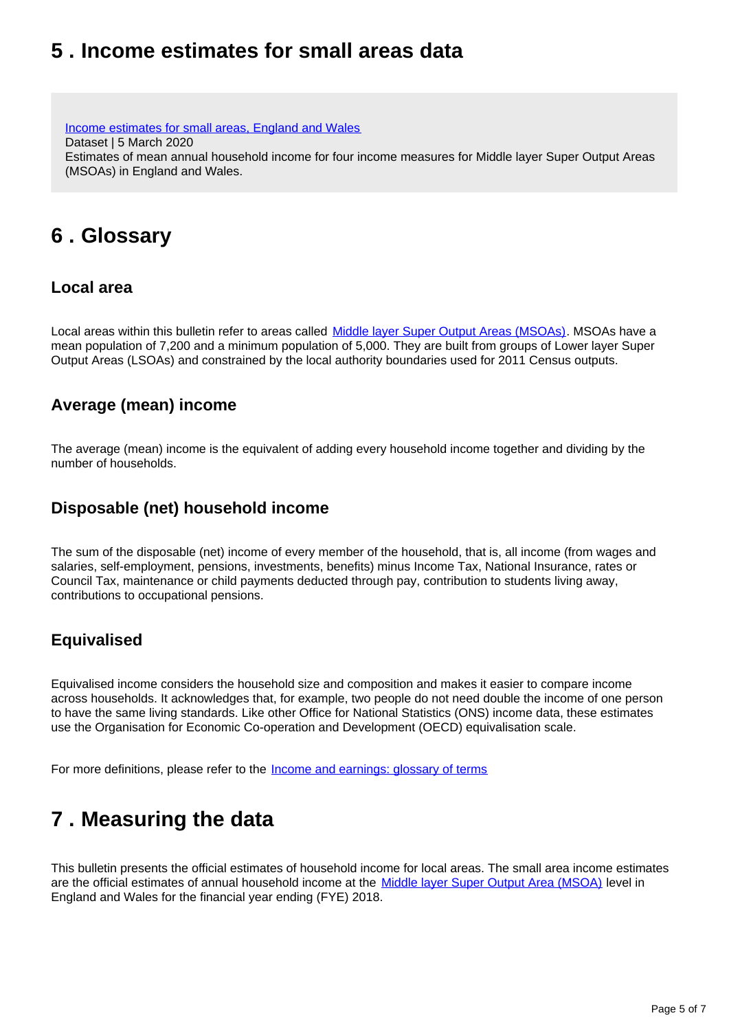## 5 . Income estimates for small areas data

[Income estimates for small areas, England and Wales](#)
Dataset | 5 March 2020
Estimates of mean annual household income for four income measures for Middle layer Super Output Areas (MSOAs) in England and Wales.

## 6 . Glossary

### Local area

Local areas within this bulletin refer to areas called [Middle layer Super Output Areas (MSOAs)](#). MSOAs have a mean population of 7,200 and a minimum population of 5,000. They are built from groups of Lower layer Super Output Areas (LSOAs) and constrained by the local authority boundaries used for 2011 Census outputs.

### Average (mean) income

The average (mean) income is the equivalent of adding every household income together and dividing by the number of households.

### Disposable (net) household income

The sum of the disposable (net) income of every member of the household, that is, all income (from wages and salaries, self-employment, pensions, investments, benefits) minus Income Tax, National Insurance, rates or Council Tax, maintenance or child payments deducted through pay, contribution to students living away, contributions to occupational pensions.

### Equivalised

Equivalised income considers the household size and composition and makes it easier to compare income across households. It acknowledges that, for example, two people do not need double the income of one person to have the same living standards. Like other Office for National Statistics (ONS) income data, these estimates use the Organisation for Economic Co-operation and Development (OECD) equivalisation scale.

For more definitions, please refer to the [Income and earnings: glossary of terms](#)

## 7 . Measuring the data

This bulletin presents the official estimates of household income for local areas. The small area income estimates are the official estimates of annual household income at the [Middle layer Super Output Area (MSOA)](#) level in England and Wales for the financial year ending (FYE) 2018.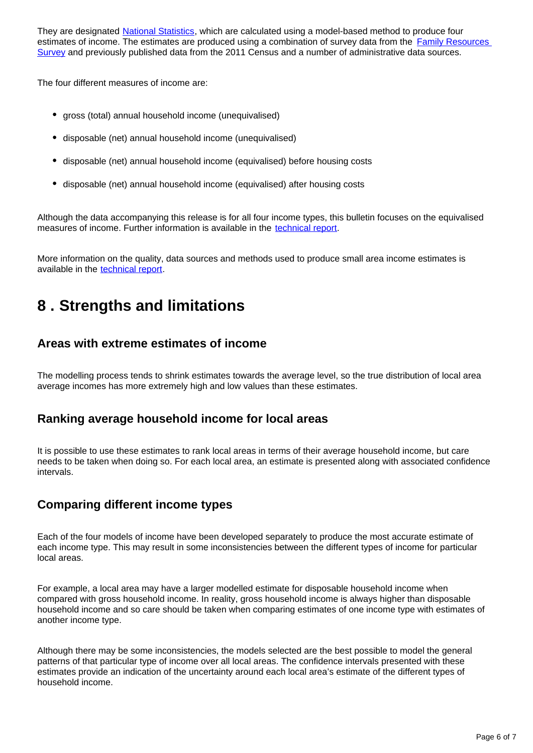They are designated National Statistics, which are calculated using a model-based method to produce four estimates of income. The estimates are produced using a combination of survey data from the Family Resources Survey and previously published data from the 2011 Census and a number of administrative data sources.

The four different measures of income are:

- gross (total) annual household income (unequivalised)
- disposable (net) annual household income (unequivalised)
- disposable (net) annual household income (equivalised) before housing costs
- disposable (net) annual household income (equivalised) after housing costs

Although the data accompanying this release is for all four income types, this bulletin focuses on the equivalised measures of income. Further information is available in the technical report.

More information on the quality, data sources and methods used to produce small area income estimates is available in the technical report.

## 8 . Strengths and limitations

### Areas with extreme estimates of income

The modelling process tends to shrink estimates towards the average level, so the true distribution of local area average incomes has more extremely high and low values than these estimates.

### Ranking average household income for local areas

It is possible to use these estimates to rank local areas in terms of their average household income, but care needs to be taken when doing so. For each local area, an estimate is presented along with associated confidence intervals.

### Comparing different income types

Each of the four models of income have been developed separately to produce the most accurate estimate of each income type. This may result in some inconsistencies between the different types of income for particular local areas.

For example, a local area may have a larger modelled estimate for disposable household income when compared with gross household income. In reality, gross household income is always higher than disposable household income and so care should be taken when comparing estimates of one income type with estimates of another income type.

Although there may be some inconsistencies, the models selected are the best possible to model the general patterns of that particular type of income over all local areas. The confidence intervals presented with these estimates provide an indication of the uncertainty around each local area's estimate of the different types of household income.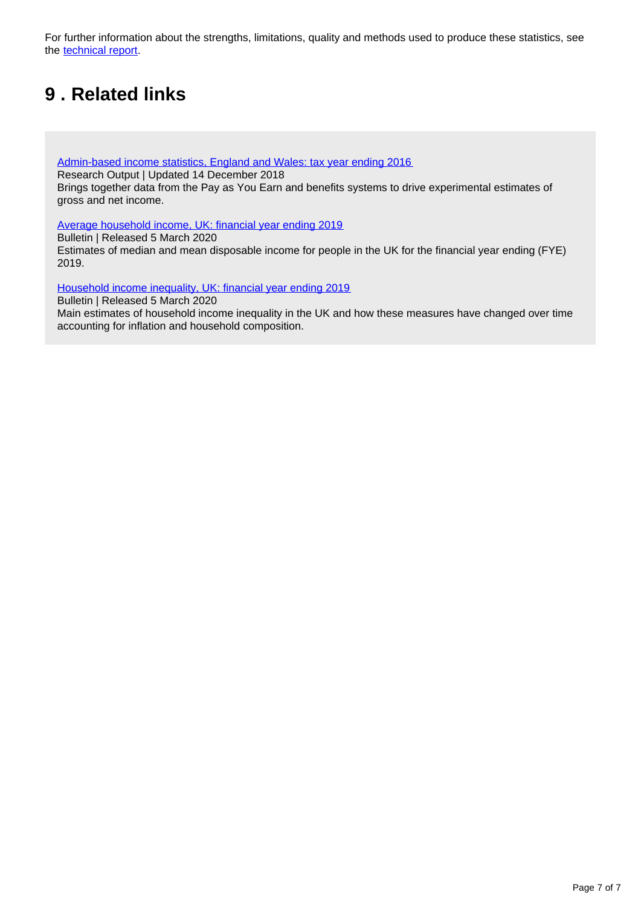For further information about the strengths, limitations, quality and methods used to produce these statistics, see the [technical report](technical report).

## 9 . Related links

[Admin-based income statistics, England and Wales: tax year ending 2016](Admin-based income statistics, England and Wales: tax year ending 2016)
Research Output | Updated 14 December 2018
Brings together data from the Pay as You Earn and benefits systems to drive experimental estimates of gross and net income.

[Average household income, UK: financial year ending 2019](Average household income, UK: financial year ending 2019)
Bulletin | Released 5 March 2020
Estimates of median and mean disposable income for people in the UK for the financial year ending (FYE) 2019.

[Household income inequality, UK: financial year ending 2019](Household income inequality, UK: financial year ending 2019)
Bulletin | Released 5 March 2020
Main estimates of household income inequality in the UK and how these measures have changed over time accounting for inflation and household composition.